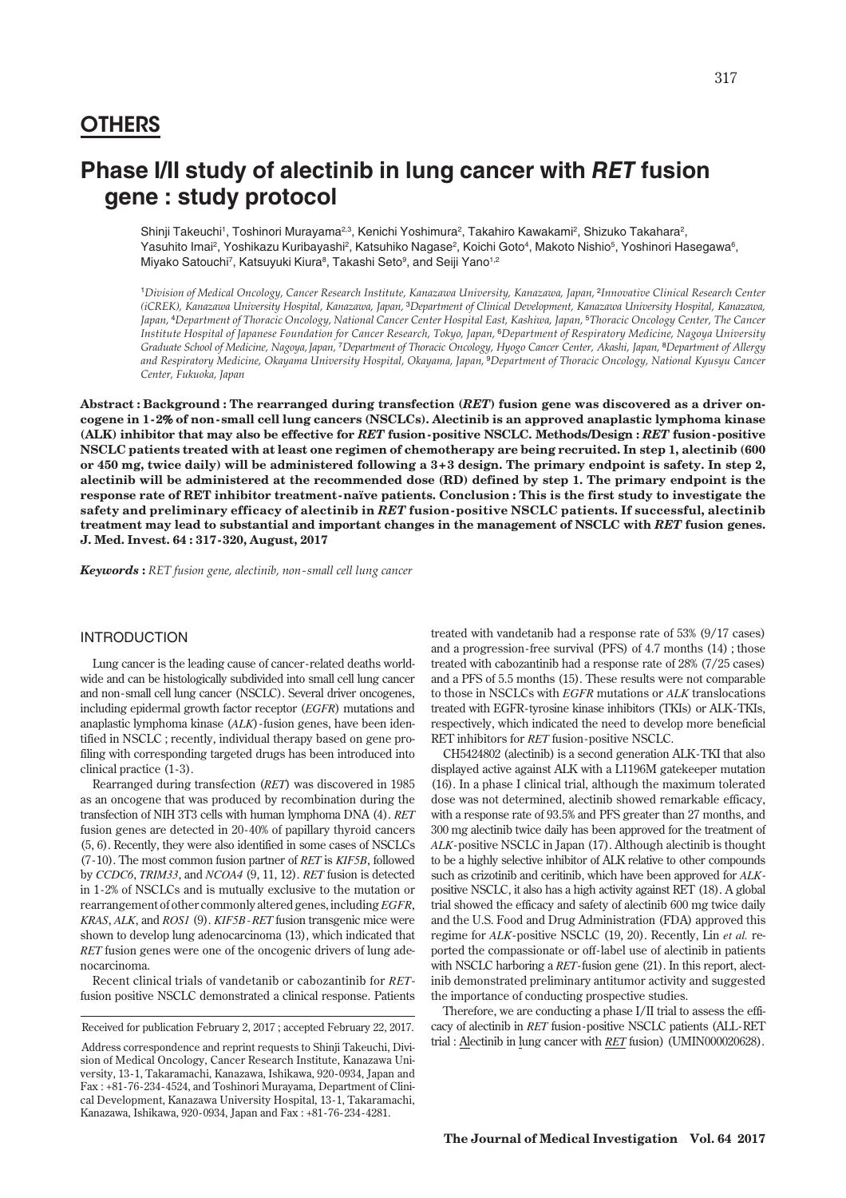## OTHERS

# Phase I/II study of alectinib in lung cancer with *RET* fusion gene : study protocol

Shinji Takeuchi[1], Toshinori Murayama[2,3], Kenichi Yoshimura[2], Takahiro Kawakami[2], Shizuko Takahara[2], Yasuhito Imai[2], Yoshikazu Kuribayashi[2], Katsuhiko Nagase[2], Koichi Goto[4], Makoto Nishio[5], Yoshinori Hasegawa[6], Miyako Satouchi[7], Katsuyuki Kiura[8], Takashi Seto[9], and Seiji Yano[1,2]

[1]*Division of Medical Oncology, Cancer Research Institute, Kanazawa University, Kanazawa, Japan,* [2]*Innovative Clinical Research Center (iCREK), Kanazawa University Hospital, Kanazawa, Japan,* [3]*Department of Clinical Development, Kanazawa University Hospital, Kanazawa, Japan,* [4]*Department of Thoracic Oncology, National Cancer Center Hospital East, Kashiwa, Japan,* [5]*Thoracic Oncology Center, The Cancer Institute Hospital of Japanese Foundation for Cancer Research, Tokyo, Japan,* [6]*Department of Respiratory Medicine, Nagoya University Graduate School of Medicine, Nagoya, Japan,* [7]*Department of Thoracic Oncology, Hyogo Cancer Center, Akashi, Japan,* [8]*Department of Allergy and Respiratory Medicine, Okayama University Hospital, Okayama, Japan,* [9]*Department of Thoracic Oncology, National Kyusyu Cancer Center, Fukuoka, Japan*

**Abstract : Background : The rearranged during transfection (*RET*) fusion gene was discovered as a driver oncogene in 1-2% of non-small cell lung cancers (NSCLCs). Alectinib is an approved anaplastic lymphoma kinase (ALK) inhibitor that may also be effective for *RET* fusion-positive NSCLC. Methods/Design : *RET* fusion-positive NSCLC patients treated with at least one regimen of chemotherapy are being recruited. In step 1, alectinib (600 or 450 mg, twice daily) will be administered following a 3+3 design. The primary endpoint is safety. In step 2, alectinib will be administered at the recommended dose (RD) defined by step 1. The primary endpoint is the response rate of RET inhibitor treatment-naïve patients. Conclusion : This is the first study to investigate the safety and preliminary efficacy of alectinib in *RET* fusion-positive NSCLC patients. If successful, alectinib treatment may lead to substantial and important changes in the management of NSCLC with *RET* fusion genes. J. Med. Invest. 64 : 317-320, August, 2017**

***Keywords* :** *RET fusion gene, alectinib, non-small cell lung cancer*

## INTRODUCTION

Lung cancer is the leading cause of cancer-related deaths worldwide and can be histologically subdivided into small cell lung cancer and non-small cell lung cancer (NSCLC). Several driver oncogenes, including epidermal growth factor receptor (*EGFR*) mutations and anaplastic lymphoma kinase (*ALK*)-fusion genes, have been identified in NSCLC ; recently, individual therapy based on gene profiling with corresponding targeted drugs has been introduced into clinical practice (1-3).

Rearranged during transfection (*RET*) was discovered in 1985 as an oncogene that was produced by recombination during the transfection of NIH 3T3 cells with human lymphoma DNA (4). *RET* fusion genes are detected in 20-40% of papillary thyroid cancers (5, 6). Recently, they were also identified in some cases of NSCLCs (7-10). The most common fusion partner of *RET* is *KIF5B*, followed by *CCDC6*, *TRIM33*, and *NCOA4* (9, 11, 12). *RET* fusion is detected in 1-2% of NSCLCs and is mutually exclusive to the mutation or rearrangement of other commonly altered genes, including *EGFR*, *KRAS*, *ALK*, and *ROS1* (9). *KIF5B-RET* fusion transgenic mice were shown to develop lung adenocarcinoma (13), which indicated that *RET* fusion genes were one of the oncogenic drivers of lung adenocarcinoma.

Recent clinical trials of vandetanib or cabozantinib for *RET*-fusion positive NSCLC demonstrated a clinical response. Patients treated with vandetanib had a response rate of 53% (9/17 cases) and a progression-free survival (PFS) of 4.7 months (14) ; those treated with cabozantinib had a response rate of 28% (7/25 cases) and a PFS of 5.5 months (15). These results were not comparable to those in NSCLCs with *EGFR* mutations or *ALK* translocations treated with EGFR-tyrosine kinase inhibitors (TKIs) or ALK-TKIs, respectively, which indicated the need to develop more beneficial RET inhibitors for *RET* fusion-positive NSCLC.

CH5424802 (alectinib) is a second generation ALK-TKI that also displayed active against ALK with a L1196M gatekeeper mutation (16). In a phase I clinical trial, although the maximum tolerated dose was not determined, alectinib showed remarkable efficacy, with a response rate of 93.5% and PFS greater than 27 months, and 300 mg alectinib twice daily has been approved for the treatment of *ALK*-positive NSCLC in Japan (17). Although alectinib is thought to be a highly selective inhibitor of ALK relative to other compounds such as crizotinib and ceritinib, which have been approved for *ALK*-positive NSCLC, it also has a high activity against RET (18). A global trial showed the efficacy and safety of alectinib 600 mg twice daily and the U.S. Food and Drug Administration (FDA) approved this regime for *ALK*-positive NSCLC (19, 20). Recently, Lin *et al.* reported the compassionate or off-label use of alectinib in patients with NSCLC harboring a *RET*-fusion gene (21). In this report, alectinib demonstrated preliminary antitumor activity and suggested the importance of conducting prospective studies.

Therefore, we are conducting a phase I/II trial to assess the efficacy of alectinib in *RET* fusion-positive NSCLC patients (ALL-RET trial : Alectinib in lung cancer with *RET* fusion) (UMIN000020628).

Received for publication February 2, 2017 ; accepted February 22, 2017.

Address correspondence and reprint requests to Shinji Takeuchi, Division of Medical Oncology, Cancer Research Institute, Kanazawa University, 13-1, Takaramachi, Kanazawa, Ishikawa, 920-0934, Japan and Fax : +81-76-234-4524, and Toshinori Murayama, Department of Clinical Development, Kanazawa University Hospital, 13-1, Takaramachi, Kanazawa, Ishikawa, 920-0934, Japan and Fax : +81-76-234-4281.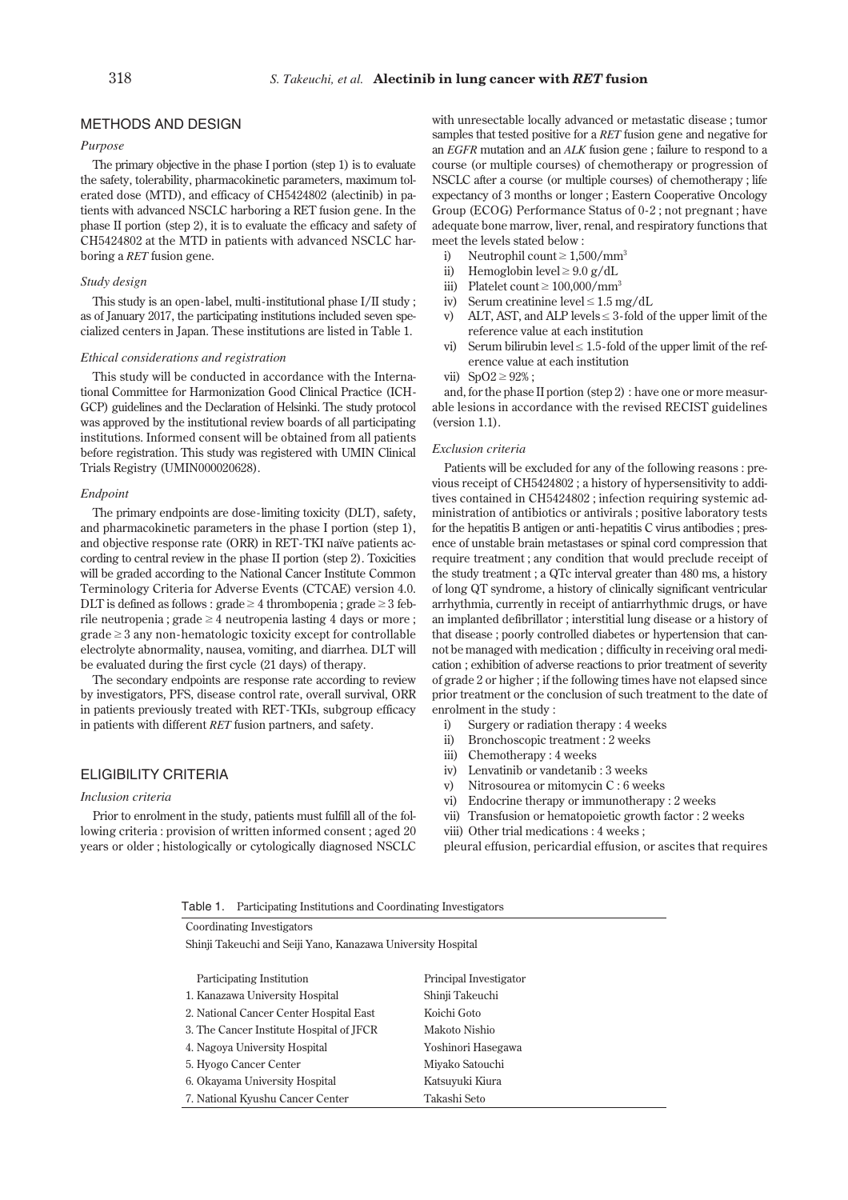## METHODS AND DESIGN

### *Purpose*

The primary objective in the phase I portion (step 1) is to evaluate the safety, tolerability, pharmacokinetic parameters, maximum tolerated dose (MTD), and efficacy of CH5424802 (alectinib) in patients with advanced NSCLC harboring a RET fusion gene. In the phase II portion (step 2), it is to evaluate the efficacy and safety of CH5424802 at the MTD in patients with advanced NSCLC harboring a *RET* fusion gene.

### *Study design*

This study is an open-label, multi-institutional phase I/II study ; as of January 2017, the participating institutions included seven specialized centers in Japan. These institutions are listed in Table 1.

### *Ethical considerations and registration*

This study will be conducted in accordance with the International Committee for Harmonization Good Clinical Practice (ICH-GCP) guidelines and the Declaration of Helsinki. The study protocol was approved by the institutional review boards of all participating institutions. Informed consent will be obtained from all patients before registration. This study was registered with UMIN Clinical Trials Registry (UMIN000020628).

### *Endpoint*

The primary endpoints are dose-limiting toxicity (DLT), safety, and pharmacokinetic parameters in the phase I portion (step 1), and objective response rate (ORR) in RET-TKI naïve patients according to central review in the phase II portion (step 2). Toxicities will be graded according to the National Cancer Institute Common Terminology Criteria for Adverse Events (CTCAE) version 4.0. DLT is defined as follows : grade ≥ 4 thrombopenia ; grade ≥ 3 febrile neutropenia ; grade ≥ 4 neutropenia lasting 4 days or more ; grade ≥ 3 any non-hematologic toxicity except for controllable electrolyte abnormality, nausea, vomiting, and diarrhea. DLT will be evaluated during the first cycle (21 days) of therapy.

The secondary endpoints are response rate according to review by investigators, PFS, disease control rate, overall survival, ORR in patients previously treated with RET-TKIs, subgroup efficacy in patients with different *RET* fusion partners, and safety.

## ELIGIBILITY CRITERIA

### *Inclusion criteria*

Prior to enrolment in the study, patients must fulfill all of the following criteria : provision of written informed consent ; aged 20 years or older ; histologically or cytologically diagnosed NSCLC with unresectable locally advanced or metastatic disease ; tumor samples that tested positive for a *RET* fusion gene and negative for an *EGFR* mutation and an *ALK* fusion gene ; failure to respond to a course (or multiple courses) of chemotherapy or progression of NSCLC after a course (or multiple courses) of chemotherapy ; life expectancy of 3 months or longer ; Eastern Cooperative Oncology Group (ECOG) Performance Status of 0-2 ; not pregnant ; have adequate bone marrow, liver, renal, and respiratory functions that meet the levels stated below :

i) Neutrophil count ≥ 1,500/mm$^3$
ii) Hemoglobin level ≥ 9.0 g/dL
iii) Platelet count ≥ 100,000/mm$^3$
iv) Serum creatinine level ≤ 1.5 mg/dL
v) ALT, AST, and ALP levels ≤ 3-fold of the upper limit of the reference value at each institution
vi) Serum bilirubin level ≤ 1.5-fold of the upper limit of the reference value at each institution
vii) SpO2 ≥ 92% ;

and, for the phase II portion (step 2) : have one or more measurable lesions in accordance with the revised RECIST guidelines (version 1.1).

### *Exclusion criteria*

Patients will be excluded for any of the following reasons : previous receipt of CH5424802 ; a history of hypersensitivity to additives contained in CH5424802 ; infection requiring systemic administration of antibiotics or antivirals ; positive laboratory tests for the hepatitis B antigen or anti-hepatitis C virus antibodies ; presence of unstable brain metastases or spinal cord compression that require treatment ; any condition that would preclude receipt of the study treatment ; a QTc interval greater than 480 ms, a history of long QT syndrome, a history of clinically significant ventricular arrhythmia, currently in receipt of antiarrhythmic drugs, or have an implanted defibrillator ; interstitial lung disease or a history of that disease ; poorly controlled diabetes or hypertension that cannot be managed with medication ; difficulty in receiving oral medication ; exhibition of adverse reactions to prior treatment of severity of grade 2 or higher ; if the following times have not elapsed since prior treatment or the conclusion of such treatment to the date of enrolment in the study :

i) Surgery or radiation therapy : 4 weeks
ii) Bronchoscopic treatment : 2 weeks
iii) Chemotherapy : 4 weeks
iv) Lenvatinib or vandetanib : 3 weeks
v) Nitrosourea or mitomycin C : 6 weeks
vi) Endocrine therapy or immunotherapy : 2 weeks
vii) Transfusion or hematopoietic growth factor : 2 weeks
viii) Other trial medications : 4 weeks ;

pleural effusion, pericardial effusion, or ascites that requires

Table 1. Participating Institutions and Coordinating Investigators

Coordinating Investigators
Shinji Takeuchi and Seiji Yano, Kanazawa University Hospital

| Participating Institution | Principal Investigator |
|---|---|
| 1. Kanazawa University Hospital | Shinji Takeuchi |
| 2. National Cancer Center Hospital East | Koichi Goto |
| 3. The Cancer Institute Hospital of JFCR | Makoto Nishio |
| 4. Nagoya University Hospital | Yoshinori Hasegawa |
| 5. Hyogo Cancer Center | Miyako Satouchi |
| 6. Okayama University Hospital | Katsuyuki Kiura |
| 7. National Kyushu Cancer Center | Takashi Seto |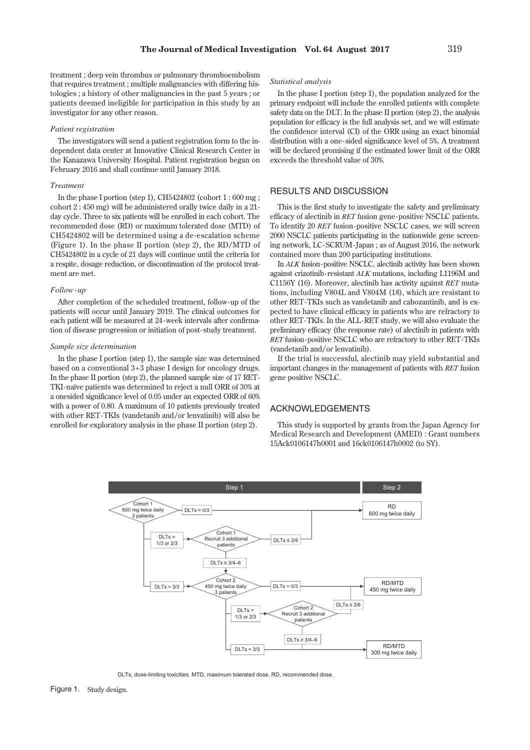treatment ; deep vein thrombus or pulmonary thromboembolism that requires treatment ; multiple malignancies with differing histologies ; a history of other malignancies in the past 5 years ; or patients deemed ineligible for participation in this study by an investigator for any other reason.

*Patient registration*

The investigators will send a patient registration form to the independent data center at Innovative Clinical Research Center in the Kanazawa University Hospital. Patient registration began on February 2016 and shall continue until January 2018.

*Treatment*

In the phase I portion (step 1), CH5424802 (cohort 1 : 600 mg ; cohort 2 : 450 mg) will be administered orally twice daily in a 21-day cycle. Three to six patients will be enrolled in each cohort. The recommended dose (RD) or maximum tolerated dose (MTD) of CH5424802 will be determined using a de-escalation scheme (Figure 1). In the phase II portion (step 2), the RD/MTD of CH5424802 in a cycle of 21 days will continue until the criteria for a respite, dosage reduction, or discontinuation of the protocol treatment are met.

*Follow-up*

After completion of the scheduled treatment, follow-up of the patients will occur until January 2019. The clinical outcomes for each patient will be measured at 24-week intervals after confirmation of disease progression or initiation of post-study treatment.

*Sample size determination*

In the phase I portion (step 1), the sample size was determined based on a conventional 3+3 phase I design for oncology drugs. In the phase II portion (step 2), the planned sample size of 17 RET-TKI-naïve patients was determined to reject a null ORR of 30% at a onesided significance level of 0.05 under an expected ORR of 60% with a power of 0.80. A maximum of 10 patients previously treated with other RET-TKIs (vandetanib and/or lenvatinib) will also be enrolled for exploratory analysis in the phase II portion (step 2).

*Statistical analysis*

In the phase I portion (step 1), the population analyzed for the primary endpoint will include the enrolled patients with complete safety data on the DLT. In the phase II portion (step 2), the analysis population for efficacy is the full analysis set, and we will estimate the confidence interval (CI) of the ORR using an exact binomial distribution with a one-sided significance level of 5%. A treatment will be declared promising if the estimated lower limit of the ORR exceeds the threshold value of 30%.

## RESULTS AND DISCUSSION

This is the first study to investigate the safety and preliminary efficacy of alectinib in *RET* fusion gene-positive NSCLC patients. To identify 20 *RET* fusion-positive NSCLC cases, we will screen 2000 NSCLC patients participating in the nationwide gene screening network, LC-SCRUM-Japan ; as of August 2016, the network contained more than 200 participating institutions.

In *ALK* fusion-positive NSCLC, alectinib activity has been shown against crizotinib-resistant *ALK* mutations, including L1196M and C1156Y (16). Moreover, alectinib has activity against *RET* mutations, including V804L and V804M (18), which are resistant to other RET-TKIs such as vandetanib and cabozantinib, and is expected to have clinical efficacy in patients who are refractory to other RET-TKIs. In the ALL-RET study, we will also evaluate the preliminary efficacy (the response rate) of alectinib in patients with *RET* fusion-positive NSCLC who are refractory to other RET-TKIs (vandetanib and/or lenvatinib).

If the trial is successful, alectinib may yield substantial and important changes in the management of patients with *RET* fusion gene positive NSCLC.

## ACKNOWLEDGEMENTS

This study is supported by grants from the Japan Agency for Medical Research and Development (AMED) : Grant numbers 15Ack0106147h0001 and 16ck0106147h0002 (to SY).

Step 1 | Step 2

Cohort 1, 600 mg twice daily, 3 patients → DLTs = 0/3 → RD 600 mg twice daily

DLTs = 1/3 or 2/3 → Cohort 1 Recruit 3 additional patients → DLTs ≤ 2/6 → RD 600 mg twice daily; DLTs ≥ 3/4–6 → Cohort 2

DLTs = 3/3 → Cohort 2, 450 mg twice daily, 3 patients → DLTs = 0/3 → RD/MTD 450 mg twice daily

DLTs = 1/3 or 2/3 → Cohort 2 Recruit 3 additional patients → DLTs ≤ 2/6 → RD/MTD 450 mg twice daily; DLTs ≥ 3/4–6 → RD/MTD 300 mg twice daily

DLTs = 3/3 → RD/MTD 300 mg twice daily

DLTs, dose-limiting toxicities. MTD, maximum tolerated dose. RD, recommended dose.

Figure 1. Study design.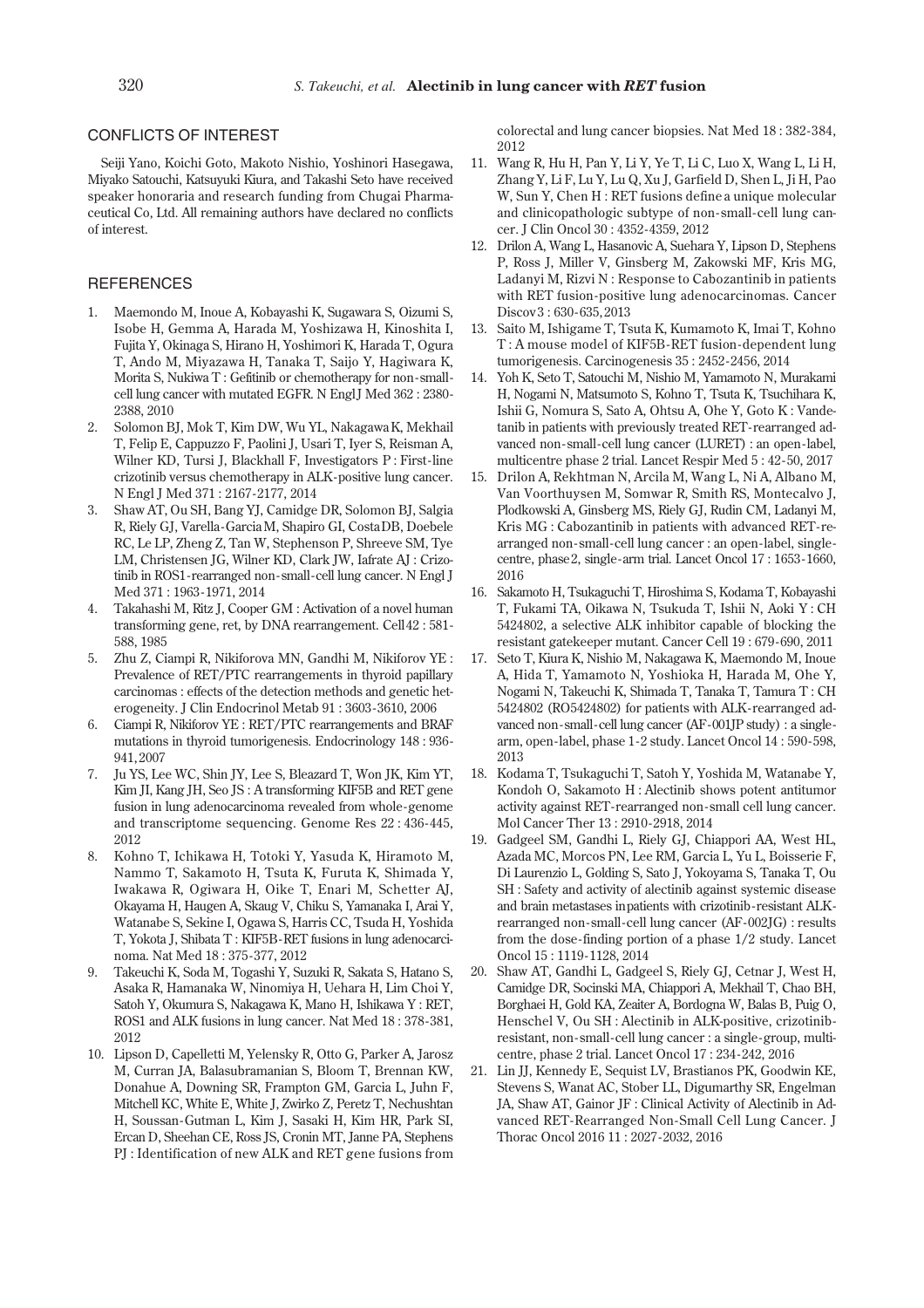## CONFLICTS OF INTEREST

Seiji Yano, Koichi Goto, Makoto Nishio, Yoshinori Hasegawa, Miyako Satouchi, Katsuyuki Kiura, and Takashi Seto have received speaker honoraria and research funding from Chugai Pharmaceutical Co, Ltd. All remaining authors have declared no conflicts of interest.

## REFERENCES

1. Maemondo M, Inoue A, Kobayashi K, Sugawara S, Oizumi S, Isobe H, Gemma A, Harada M, Yoshizawa H, Kinoshita I, Fujita Y, Okinaga S, Hirano H, Yoshimori K, Harada T, Ogura T, Ando M, Miyazawa H, Tanaka T, Saijo Y, Hagiwara K, Morita S, Nukiwa T : Gefitinib or chemotherapy for non-small-cell lung cancer with mutated EGFR. N Engl J Med 362 : 2380-2388, 2010
2. Solomon BJ, Mok T, Kim DW, Wu YL, Nakagawa K, Mekhail T, Felip E, Cappuzzo F, Paolini J, Usari T, Iyer S, Reisman A, Wilner KD, Tursi J, Blackhall F, Investigators P : First-line crizotinib versus chemotherapy in ALK-positive lung cancer. N Engl J Med 371 : 2167-2177, 2014
3. Shaw AT, Ou SH, Bang YJ, Camidge DR, Solomon BJ, Salgia R, Riely GJ, Varella-Garcia M, Shapiro GI, Costa DB, Doebele RC, Le LP, Zheng Z, Tan W, Stephenson P, Shreeve SM, Tye LM, Christensen JG, Wilner KD, Clark JW, Iafrate AJ : Crizotinib in ROS1-rearranged non-small-cell lung cancer. N Engl J Med 371 : 1963-1971, 2014
4. Takahashi M, Ritz J, Cooper GM : Activation of a novel human transforming gene, ret, by DNA rearrangement. Cell 42 : 581-588, 1985
5. Zhu Z, Ciampi R, Nikiforova MN, Gandhi M, Nikiforov YE : Prevalence of RET/PTC rearrangements in thyroid papillary carcinomas : effects of the detection methods and genetic heterogeneity. J Clin Endocrinol Metab 91 : 3603-3610, 2006
6. Ciampi R, Nikiforov YE : RET/PTC rearrangements and BRAF mutations in thyroid tumorigenesis. Endocrinology 148 : 936-941, 2007
7. Ju YS, Lee WC, Shin JY, Lee S, Bleazard T, Won JK, Kim YT, Kim JI, Kang JH, Seo JS : A transforming KIF5B and RET gene fusion in lung adenocarcinoma revealed from whole-genome and transcriptome sequencing. Genome Res 22 : 436-445, 2012
8. Kohno T, Ichikawa H, Totoki Y, Yasuda K, Hiramoto M, Nammo T, Sakamoto H, Tsuta K, Furuta K, Shimada Y, Iwakawa R, Ogiwara H, Oike T, Enari M, Schetter AJ, Okayama H, Haugen A, Skaug V, Chiku S, Yamanaka I, Arai Y, Watanabe S, Sekine I, Ogawa S, Harris CC, Tsuda H, Yoshida T, Yokota J, Shibata T : KIF5B-RET fusions in lung adenocarcinoma. Nat Med 18 : 375-377, 2012
9. Takeuchi K, Soda M, Togashi Y, Suzuki R, Sakata S, Hatano S, Asaka R, Hamanaka W, Ninomiya H, Uehara H, Lim Choi Y, Satoh Y, Okumura S, Nakagawa K, Mano H, Ishikawa Y : RET, ROS1 and ALK fusions in lung cancer. Nat Med 18 : 378-381, 2012
10. Lipson D, Capelletti M, Yelensky R, Otto G, Parker A, Jarosz M, Curran JA, Balasubramanian S, Bloom T, Brennan KW, Donahue A, Downing SR, Frampton GM, Garcia L, Juhn F, Mitchell KC, White E, White J, Zwirko Z, Peretz T, Nechushtan H, Soussan-Gutman L, Kim J, Sasaki H, Kim HR, Park SI, Ercan D, Sheehan CE, Ross JS, Cronin MT, Janne PA, Stephens PJ : Identification of new ALK and RET gene fusions from colorectal and lung cancer biopsies. Nat Med 18 : 382-384, 2012
11. Wang R, Hu H, Pan Y, Li Y, Ye T, Li C, Luo X, Wang L, Li H, Zhang Y, Li F, Lu Y, Lu Q, Xu J, Garfield D, Shen L, Ji H, Pao W, Sun Y, Chen H : RET fusions define a unique molecular and clinicopathologic subtype of non-small-cell lung cancer. J Clin Oncol 30 : 4352-4359, 2012
12. Drilon A, Wang L, Hasanovic A, Suehara Y, Lipson D, Stephens P, Ross J, Miller V, Ginsberg M, Zakowski MF, Kris MG, Ladanyi M, Rizvi N : Response to Cabozantinib in patients with RET fusion-positive lung adenocarcinomas. Cancer Discov 3 : 630-635, 2013
13. Saito M, Ishigame T, Tsuta K, Kumamoto K, Imai T, Kohno T : A mouse model of KIF5B-RET fusion-dependent lung tumorigenesis. Carcinogenesis 35 : 2452-2456, 2014
14. Yoh K, Seto T, Satouchi M, Nishio M, Yamamoto N, Murakami H, Nogami N, Matsumoto S, Kohno T, Tsuta K, Tsuchihara K, Ishii G, Nomura S, Sato A, Ohtsu A, Ohe Y, Goto K : Vandetanib in patients with previously treated RET-rearranged advanced non-small-cell lung cancer (LURET) : an open-label, multicentre phase 2 trial. Lancet Respir Med 5 : 42-50, 2017
15. Drilon A, Rekhtman N, Arcila M, Wang L, Ni A, Albano M, Van Voorthuysen M, Somwar R, Smith RS, Montecalvo J, Plodkowski A, Ginsberg MS, Riely GJ, Rudin CM, Ladanyi M, Kris MG : Cabozantinib in patients with advanced RET-rearranged non-small-cell lung cancer : an open-label, single-centre, phase 2, single-arm trial. Lancet Oncol 17 : 1653-1660, 2016
16. Sakamoto H, Tsukaguchi T, Hiroshima S, Kodama T, Kobayashi T, Fukami TA, Oikawa N, Tsukuda T, Ishii N, Aoki Y : CH 5424802, a selective ALK inhibitor capable of blocking the resistant gatekeeper mutant. Cancer Cell 19 : 679-690, 2011
17. Seto T, Kiura K, Nishio M, Nakagawa K, Maemondo M, Inoue A, Hida T, Yamamoto N, Yoshioka H, Harada M, Ohe Y, Nogami N, Takeuchi K, Shimada T, Tanaka T, Tamura T : CH 5424802 (RO5424802) for patients with ALK-rearranged advanced non-small-cell lung cancer (AF-001JP study) : a single-arm, open-label, phase 1-2 study. Lancet Oncol 14 : 590-598, 2013
18. Kodama T, Tsukaguchi T, Satoh Y, Yoshida M, Watanabe Y, Kondoh O, Sakamoto H : Alectinib shows potent antitumor activity against RET-rearranged non-small cell lung cancer. Mol Cancer Ther 13 : 2910-2918, 2014
19. Gadgeel SM, Gandhi L, Riely GJ, Chiappori AA, West HL, Azada MC, Morcos PN, Lee RM, Garcia L, Yu L, Boisserie F, Di Laurenzio L, Golding S, Sato J, Yokoyama S, Tanaka T, Ou SH : Safety and activity of alectinib against systemic disease and brain metastases in patients with crizotinib-resistant ALK-rearranged non-small-cell lung cancer (AF-002JG) : results from the dose-finding portion of a phase 1/2 study. Lancet Oncol 15 : 1119-1128, 2014
20. Shaw AT, Gandhi L, Gadgeel S, Riely GJ, Cetnar J, West H, Camidge DR, Socinski MA, Chiappori A, Mekhail T, Chao BH, Borghaei H, Gold KA, Zeaiter A, Bordogna W, Balas B, Puig O, Henschel V, Ou SH : Alectinib in ALK-positive, crizotinib-resistant, non-small-cell lung cancer : a single-group, multicentre, phase 2 trial. Lancet Oncol 17 : 234-242, 2016
21. Lin JJ, Kennedy E, Sequist LV, Brastianos PK, Goodwin KE, Stevens S, Wanat AC, Stober LL, Digumarthy SR, Engelman JA, Shaw AT, Gainor JF : Clinical Activity of Alectinib in Advanced RET-Rearranged Non-Small Cell Lung Cancer. J Thorac Oncol 2016 11 : 2027-2032, 2016